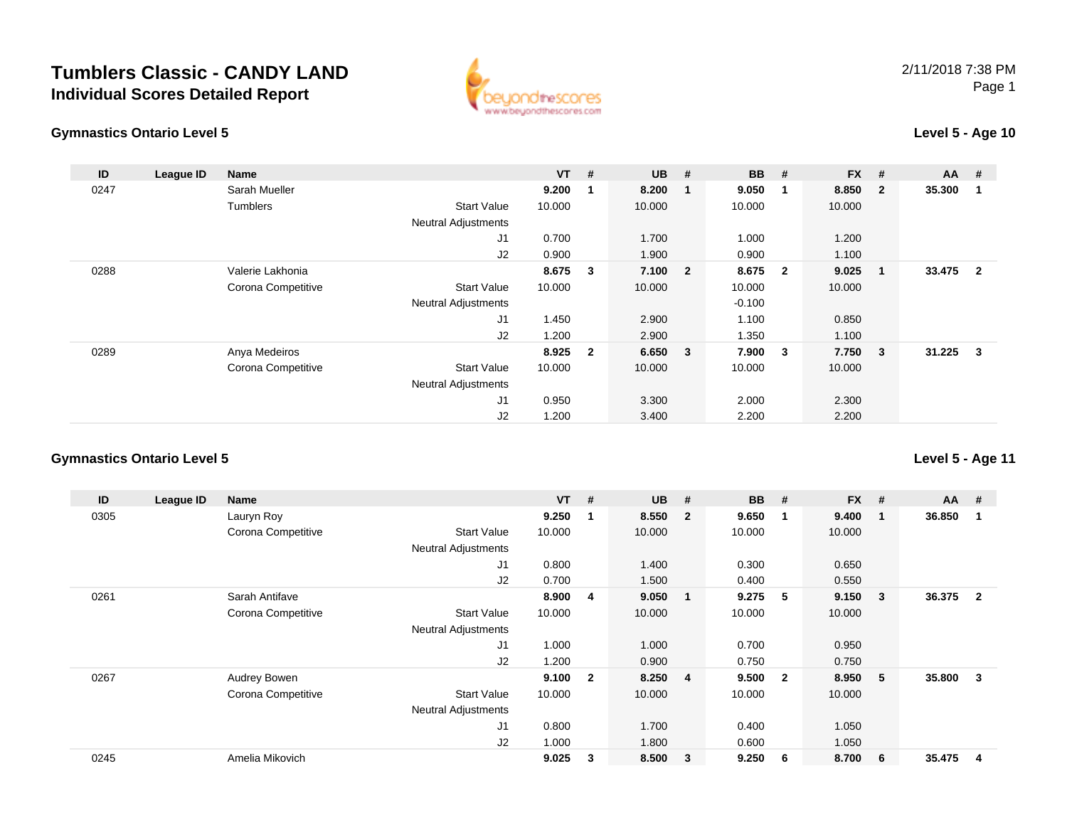# Tumblers Classic - CANDY LAND

## Individual Scores Detailed Report

2/11/2018 7:38 PM

### Gymnastics Ontario Level 5

**Level 5 - Age 10**

| ID | League ID | Name | | VT | # | UB | # | BB | # | FX | # | AA | # |
|---|---|---|---|---|---|---|---|---|---|---|---|---|---|
| 0247 | | Sarah Mueller | | **9.200** | **1** | **8.200** | **1** | **9.050** | **1** | **8.850** | **2** | **35.300** | **1** |
| | | Tumblers | Start Value | 10.000 | | 10.000 | | 10.000 | | 10.000 | | | |
| | | | Neutral Adjustments | | | | | | | | | | |
| | | | J1 | 0.700 | | 1.700 | | 1.000 | | 1.200 | | | |
| | | | J2 | 0.900 | | 1.900 | | 0.900 | | 1.100 | | | |
| 0288 | | Valerie Lakhonia | | **8.675** | **3** | **7.100** | **2** | **8.675** | **2** | **9.025** | **1** | **33.475** | **2** |
| | | Corona Competitive | Start Value | 10.000 | | 10.000 | | 10.000 | | 10.000 | | | |
| | | | Neutral Adjustments | | | | | -0.100 | | | | | |
| | | | J1 | 1.450 | | 2.900 | | 1.100 | | 0.850 | | | |
| | | | J2 | 1.200 | | 2.900 | | 1.350 | | 1.100 | | | |
| 0289 | | Anya Medeiros | | **8.925** | **2** | **6.650** | **3** | **7.900** | **3** | **7.750** | **3** | **31.225** | **3** |
| | | Corona Competitive | Start Value | 10.000 | | 10.000 | | 10.000 | | 10.000 | | | |
| | | | Neutral Adjustments | | | | | | | | | | |
| | | | J1 | 0.950 | | 3.300 | | 2.000 | | 2.300 | | | |
| | | | J2 | 1.200 | | 3.400 | | 2.200 | | 2.200 | | | |

### Gymnastics Ontario Level 5

**Level 5 - Age 11**

| ID | League ID | Name | | VT | # | UB | # | BB | # | FX | # | AA | # |
|---|---|---|---|---|---|---|---|---|---|---|---|---|---|
| 0305 | | Lauryn Roy | | **9.250** | **1** | **8.550** | **2** | **9.650** | **1** | **9.400** | **1** | **36.850** | **1** |
| | | Corona Competitive | Start Value | 10.000 | | 10.000 | | 10.000 | | 10.000 | | | |
| | | | Neutral Adjustments | | | | | | | | | | |
| | | | J1 | 0.800 | | 1.400 | | 0.300 | | 0.650 | | | |
| | | | J2 | 0.700 | | 1.500 | | 0.400 | | 0.550 | | | |
| 0261 | | Sarah Antifave | | **8.900** | **4** | **9.050** | **1** | **9.275** | **5** | **9.150** | **3** | **36.375** | **2** |
| | | Corona Competitive | Start Value | 10.000 | | 10.000 | | 10.000 | | 10.000 | | | |
| | | | Neutral Adjustments | | | | | | | | | | |
| | | | J1 | 1.000 | | 1.000 | | 0.700 | | 0.950 | | | |
| | | | J2 | 1.200 | | 0.900 | | 0.750 | | 0.750 | | | |
| 0267 | | Audrey Bowen | | **9.100** | **2** | **8.250** | **4** | **9.500** | **2** | **8.950** | **5** | **35.800** | **3** |
| | | Corona Competitive | Start Value | 10.000 | | 10.000 | | 10.000 | | 10.000 | | | |
| | | | Neutral Adjustments | | | | | | | | | | |
| | | | J1 | 0.800 | | 1.700 | | 0.400 | | 1.050 | | | |
| | | | J2 | 1.000 | | 1.800 | | 0.600 | | 1.050 | | | |
| 0245 | | Amelia Mikovich | | **9.025** | **3** | **8.500** | **3** | **9.250** | **6** | **8.700** | **6** | **35.475** | **4** |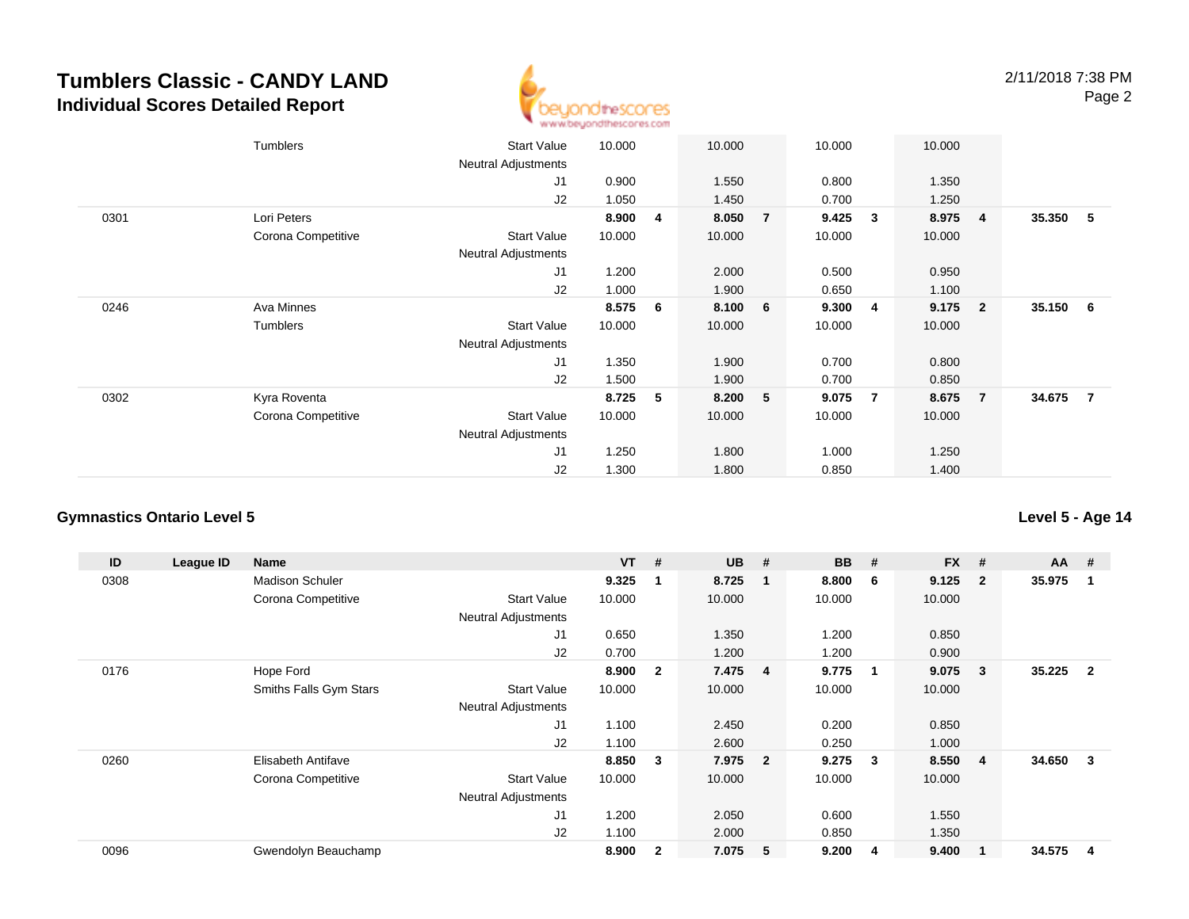# Tumblers Classic - CANDY LAND
## Individual Scores Detailed Report

| ID | League ID | Name | | VT | # | UB | # | BB | # | FX | # | AA | # |
|---|---|---|---|---|---|---|---|---|---|---|---|---|---|
| | | Tumblers | Start Value | 10.000 | | 10.000 | | 10.000 | | 10.000 | | | |
| | | | Neutral Adjustments | | | | | | | | | | |
| | | | J1 | 0.900 | | 1.550 | | 0.800 | | 1.350 | | | |
| | | | J2 | 1.050 | | 1.450 | | 0.700 | | 1.250 | | | |
| 0301 | | Lori Peters | | **8.900** | **4** | **8.050** | **7** | **9.425** | **3** | **8.975** | **4** | **35.350** | **5** |
| | | Corona Competitive | Start Value | 10.000 | | 10.000 | | 10.000 | | 10.000 | | | |
| | | | Neutral Adjustments | | | | | | | | | | |
| | | | J1 | 1.200 | | 2.000 | | 0.500 | | 0.950 | | | |
| | | | J2 | 1.000 | | 1.900 | | 0.650 | | 1.100 | | | |
| 0246 | | Ava Minnes | | **8.575** | **6** | **8.100** | **6** | **9.300** | **4** | **9.175** | **2** | **35.150** | **6** |
| | | Tumblers | Start Value | 10.000 | | 10.000 | | 10.000 | | 10.000 | | | |
| | | | Neutral Adjustments | | | | | | | | | | |
| | | | J1 | 1.350 | | 1.900 | | 0.700 | | 0.800 | | | |
| | | | J2 | 1.500 | | 1.900 | | 0.700 | | 0.850 | | | |
| 0302 | | Kyra Roventa | | **8.725** | **5** | **8.200** | **5** | **9.075** | **7** | **8.675** | **7** | **34.675** | **7** |
| | | Corona Competitive | Start Value | 10.000 | | 10.000 | | 10.000 | | 10.000 | | | |
| | | | Neutral Adjustments | | | | | | | | | | |
| | | | J1 | 1.250 | | 1.800 | | 1.000 | | 1.250 | | | |
| | | | J2 | 1.300 | | 1.800 | | 0.850 | | 1.400 | | | |

### Gymnastics Ontario Level 5

**Level 5 - Age 14**

| ID | League ID | Name | | VT | # | UB | # | BB | # | FX | # | AA | # |
|---|---|---|---|---|---|---|---|---|---|---|---|---|---|
| 0308 | | Madison Schuler | | **9.325** | **1** | **8.725** | **1** | **8.800** | **6** | **9.125** | **2** | **35.975** | **1** |
| | | Corona Competitive | Start Value | 10.000 | | 10.000 | | 10.000 | | 10.000 | | | |
| | | | Neutral Adjustments | | | | | | | | | | |
| | | | J1 | 0.650 | | 1.350 | | 1.200 | | 0.850 | | | |
| | | | J2 | 0.700 | | 1.200 | | 1.200 | | 0.900 | | | |
| 0176 | | Hope Ford | | **8.900** | **2** | **7.475** | **4** | **9.775** | **1** | **9.075** | **3** | **35.225** | **2** |
| | | Smiths Falls Gym Stars | Start Value | 10.000 | | 10.000 | | 10.000 | | 10.000 | | | |
| | | | Neutral Adjustments | | | | | | | | | | |
| | | | J1 | 1.100 | | 2.450 | | 0.200 | | 0.850 | | | |
| | | | J2 | 1.100 | | 2.600 | | 0.250 | | 1.000 | | | |
| 0260 | | Elisabeth Antifave | | **8.850** | **3** | **7.975** | **2** | **9.275** | **3** | **8.550** | **4** | **34.650** | **3** |
| | | Corona Competitive | Start Value | 10.000 | | 10.000 | | 10.000 | | 10.000 | | | |
| | | | Neutral Adjustments | | | | | | | | | | |
| | | | J1 | 1.200 | | 2.050 | | 0.600 | | 1.550 | | | |
| | | | J2 | 1.100 | | 2.000 | | 0.850 | | 1.350 | | | |
| 0096 | | Gwendolyn Beauchamp | | **8.900** | **2** | **7.075** | **5** | **9.200** | **4** | **9.400** | **1** | **34.575** | **4** |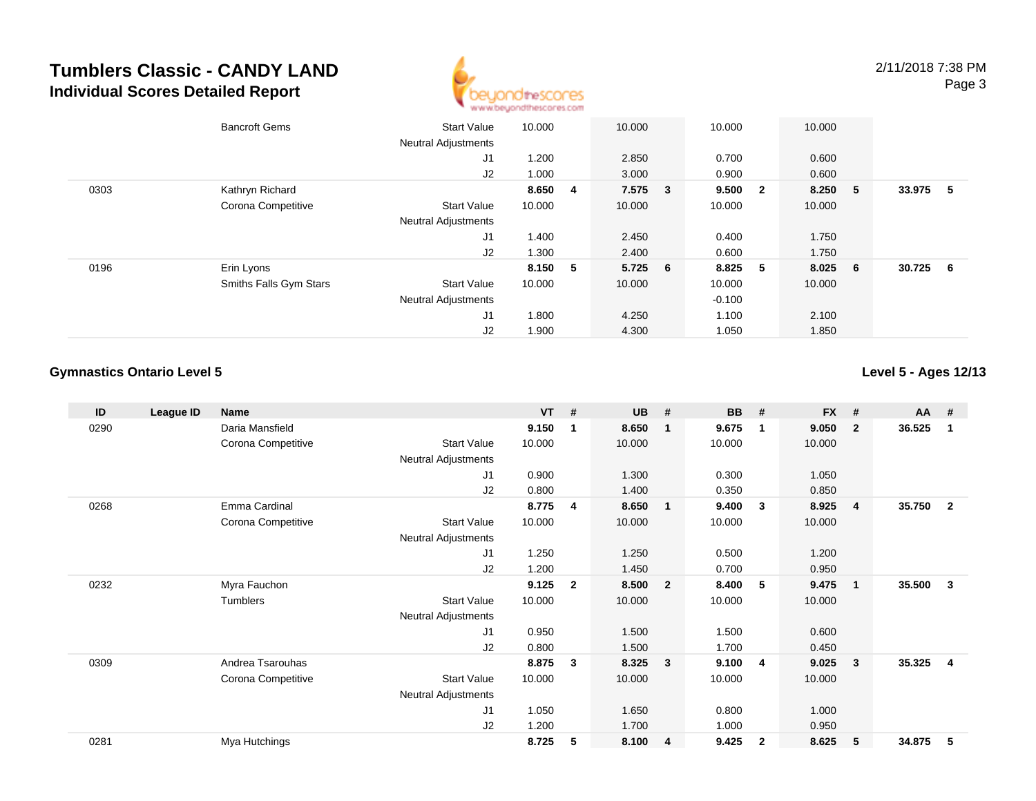# Tumblers Classic - CANDY LAND

## Individual Scores Detailed Report

| ID | League ID | Name | | VT | # | UB | # | BB | # | FX | # | AA | # |
|---|---|---|---|---|---|---|---|---|---|---|---|---|---|
| | | Bancroft Gems | Start Value | 10.000 | | 10.000 | | 10.000 | | 10.000 | | | |
| | | | Neutral Adjustments | | | | | | | | | | |
| | | | J1 | 1.200 | | 2.850 | | 0.700 | | 0.600 | | | |
| | | | J2 | 1.000 | | 3.000 | | 0.900 | | 0.600 | | | |
| 0303 | | Kathryn Richard | | **8.650** | **4** | **7.575** | **3** | **9.500** | **2** | **8.250** | **5** | **33.975** | **5** |
| | | Corona Competitive | Start Value | 10.000 | | 10.000 | | 10.000 | | 10.000 | | | |
| | | | Neutral Adjustments | | | | | | | | | | |
| | | | J1 | 1.400 | | 2.450 | | 0.400 | | 1.750 | | | |
| | | | J2 | 1.300 | | 2.400 | | 0.600 | | 1.750 | | | |
| 0196 | | Erin Lyons | | **8.150** | **5** | **5.725** | **6** | **8.825** | **5** | **8.025** | **6** | **30.725** | **6** |
| | | Smiths Falls Gym Stars | Start Value | 10.000 | | 10.000 | | 10.000 | | 10.000 | | | |
| | | | Neutral Adjustments | | | | | -0.100 | | | | | |
| | | | J1 | 1.800 | | 4.250 | | 1.100 | | 2.100 | | | |
| | | | J2 | 1.900 | | 4.300 | | 1.050 | | 1.850 | | | |

### Gymnastics Ontario Level 5

**Level 5 - Ages 12/13**

| ID | League ID | Name | | VT | # | UB | # | BB | # | FX | # | AA | # |
|---|---|---|---|---|---|---|---|---|---|---|---|---|---|
| 0290 | | Daria Mansfield | | **9.150** | **1** | **8.650** | **1** | **9.675** | **1** | **9.050** | **2** | **36.525** | **1** |
| | | Corona Competitive | Start Value | 10.000 | | 10.000 | | 10.000 | | 10.000 | | | |
| | | | Neutral Adjustments | | | | | | | | | | |
| | | | J1 | 0.900 | | 1.300 | | 0.300 | | 1.050 | | | |
| | | | J2 | 0.800 | | 1.400 | | 0.350 | | 0.850 | | | |
| 0268 | | Emma Cardinal | | **8.775** | **4** | **8.650** | **1** | **9.400** | **3** | **8.925** | **4** | **35.750** | **2** |
| | | Corona Competitive | Start Value | 10.000 | | 10.000 | | 10.000 | | 10.000 | | | |
| | | | Neutral Adjustments | | | | | | | | | | |
| | | | J1 | 1.250 | | 1.250 | | 0.500 | | 1.200 | | | |
| | | | J2 | 1.200 | | 1.450 | | 0.700 | | 0.950 | | | |
| 0232 | | Myra Fauchon | | **9.125** | **2** | **8.500** | **2** | **8.400** | **5** | **9.475** | **1** | **35.500** | **3** |
| | | Tumblers | Start Value | 10.000 | | 10.000 | | 10.000 | | 10.000 | | | |
| | | | Neutral Adjustments | | | | | | | | | | |
| | | | J1 | 0.950 | | 1.500 | | 1.500 | | 0.600 | | | |
| | | | J2 | 0.800 | | 1.500 | | 1.700 | | 0.450 | | | |
| 0309 | | Andrea Tsarouhas | | **8.875** | **3** | **8.325** | **3** | **9.100** | **4** | **9.025** | **3** | **35.325** | **4** |
| | | Corona Competitive | Start Value | 10.000 | | 10.000 | | 10.000 | | 10.000 | | | |
| | | | Neutral Adjustments | | | | | | | | | | |
| | | | J1 | 1.050 | | 1.650 | | 0.800 | | 1.000 | | | |
| | | | J2 | 1.200 | | 1.700 | | 1.000 | | 0.950 | | | |
| 0281 | | Mya Hutchings | | **8.725** | **5** | **8.100** | **4** | **9.425** | **2** | **8.625** | **5** | **34.875** | **5** |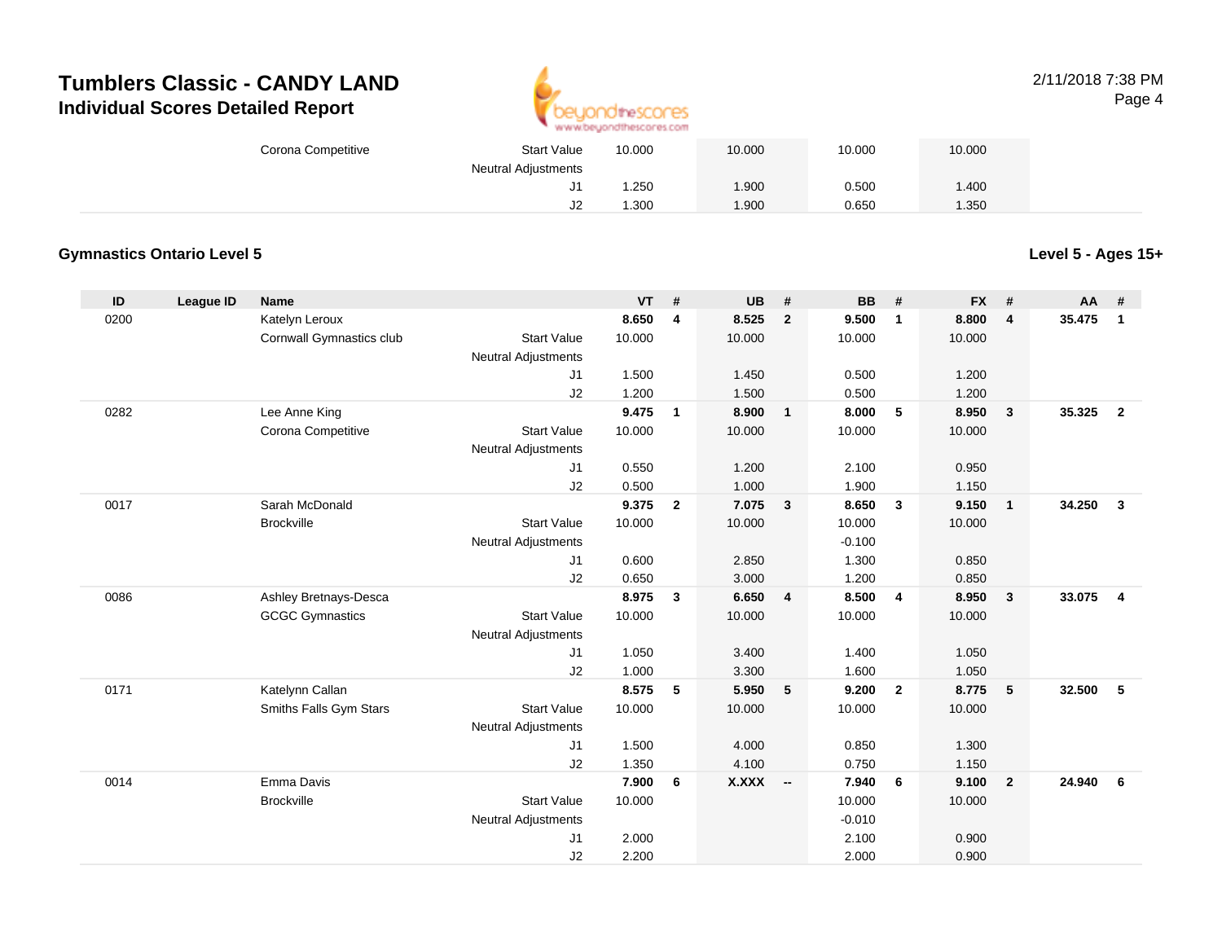# Tumblers Classic - CANDY LAND

## Individual Scores Detailed Report

| | | | | | | | | | | | | | |
|---|---|---|---|---|---|---|---|---|---|---|---|---|---|
| | | Corona Competitive | Start Value | 10.000 | | 10.000 | | 10.000 | | 10.000 | | | |
| | | | Neutral Adjustments | | | | | | | | | | |
| | | | J1 | 1.250 | | 1.900 | | 0.500 | | 1.400 | | | |
| | | | J2 | 1.300 | | 1.900 | | 0.650 | | 1.350 | | | |

### Gymnastics Ontario Level 5

**Level 5 - Ages 15+**

| ID | League ID | Name | | VT | # | UB | # | BB | # | FX | # | AA | # |
|---|---|---|---|---|---|---|---|---|---|---|---|---|---|
| 0200 | | Katelyn Leroux | | **8.650** | **4** | **8.525** | **2** | **9.500** | **1** | **8.800** | **4** | **35.475** | **1** |
| | | Cornwall Gymnastics club | Start Value | 10.000 | | 10.000 | | 10.000 | | 10.000 | | | |
| | | | Neutral Adjustments | | | | | | | | | | |
| | | | J1 | 1.500 | | 1.450 | | 0.500 | | 1.200 | | | |
| | | | J2 | 1.200 | | 1.500 | | 0.500 | | 1.200 | | | |
| 0282 | | Lee Anne King | | **9.475** | **1** | **8.900** | **1** | **8.000** | **5** | **8.950** | **3** | **35.325** | **2** |
| | | Corona Competitive | Start Value | 10.000 | | 10.000 | | 10.000 | | 10.000 | | | |
| | | | Neutral Adjustments | | | | | | | | | | |
| | | | J1 | 0.550 | | 1.200 | | 2.100 | | 0.950 | | | |
| | | | J2 | 0.500 | | 1.000 | | 1.900 | | 1.150 | | | |
| 0017 | | Sarah McDonald | | **9.375** | **2** | **7.075** | **3** | **8.650** | **3** | **9.150** | **1** | **34.250** | **3** |
| | | Brockville | Start Value | 10.000 | | 10.000 | | 10.000 | | 10.000 | | | |
| | | | Neutral Adjustments | | | | | -0.100 | | | | | |
| | | | J1 | 0.600 | | 2.850 | | 1.300 | | 0.850 | | | |
| | | | J2 | 0.650 | | 3.000 | | 1.200 | | 0.850 | | | |
| 0086 | | Ashley Bretnays-Desca | | **8.975** | **3** | **6.650** | **4** | **8.500** | **4** | **8.950** | **3** | **33.075** | **4** |
| | | GCGC Gymnastics | Start Value | 10.000 | | 10.000 | | 10.000 | | 10.000 | | | |
| | | | Neutral Adjustments | | | | | | | | | | |
| | | | J1 | 1.050 | | 3.400 | | 1.400 | | 1.050 | | | |
| | | | J2 | 1.000 | | 3.300 | | 1.600 | | 1.050 | | | |
| 0171 | | Katelynn Callan | | **8.575** | **5** | **5.950** | **5** | **9.200** | **2** | **8.775** | **5** | **32.500** | **5** |
| | | Smiths Falls Gym Stars | Start Value | 10.000 | | 10.000 | | 10.000 | | 10.000 | | | |
| | | | Neutral Adjustments | | | | | | | | | | |
| | | | J1 | 1.500 | | 4.000 | | 0.850 | | 1.300 | | | |
| | | | J2 | 1.350 | | 4.100 | | 0.750 | | 1.150 | | | |
| 0014 | | Emma Davis | | **7.900** | **6** | **X.XXX** | **--** | **7.940** | **6** | **9.100** | **2** | **24.940** | **6** |
| | | Brockville | Start Value | 10.000 | | | | 10.000 | | 10.000 | | | |
| | | | Neutral Adjustments | | | | | -0.010 | | | | | |
| | | | J1 | 2.000 | | | | 2.100 | | 0.900 | | | |
| | | | J2 | 2.200 | | | | 2.000 | | 0.900 | | | |